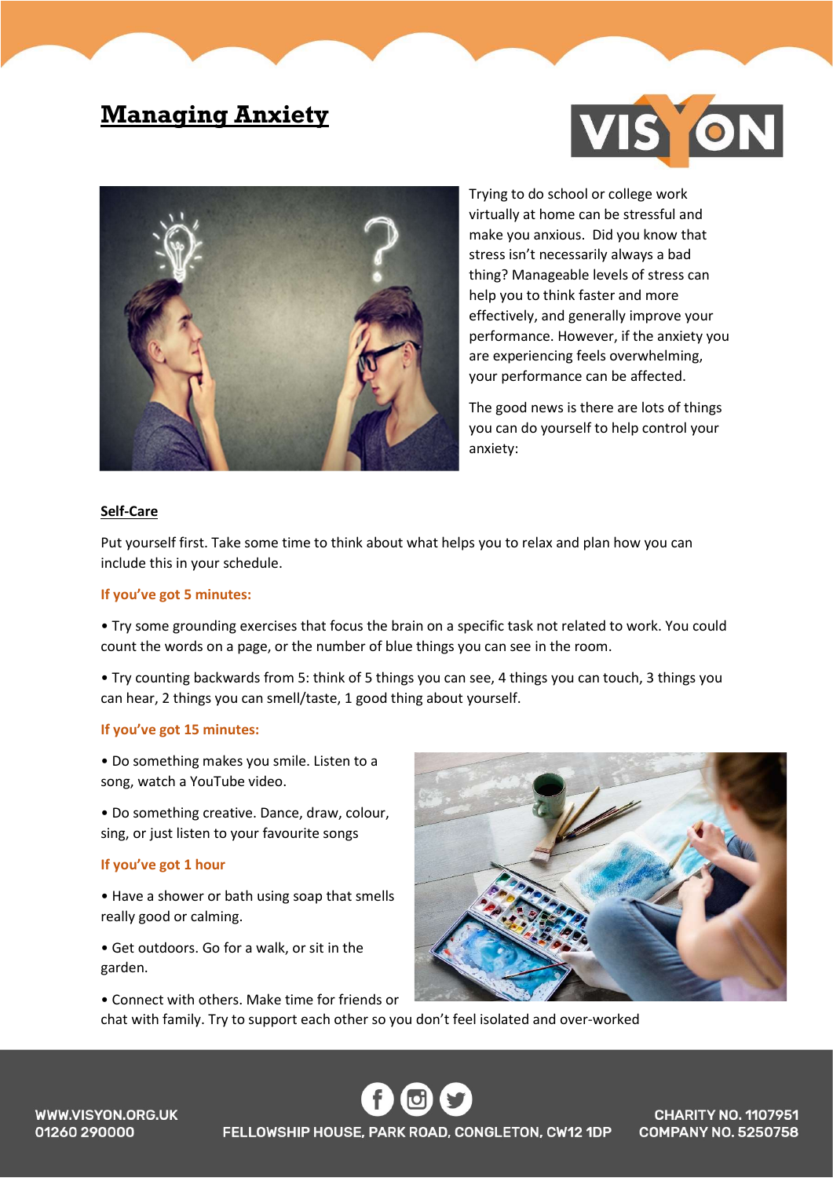# Managing Anxiety

Trying to do school or college work virtually at home can be stressful and make you anxious. Did you know that stress isn't necessarily always a bad thing? Manageable levels of stress can help you to think faster and more effectively, and generally improve your performance. However, if the anxiety you are experiencing feels overwhelming, your performance can be affected.

The good news is there are lots of things you can do yourself to help control your anxiety:

## Self-Care

Put yourself first. Take some time to think about what helps you to relax and plan how you can include this in your schedule.

### If you've got 5 minutes:

• Try some grounding exercises that focus the brain on a specific task not related to work. You could count the words on a page, or the number of blue things you can see in the room.

• Try counting backwards from 5: think of 5 things you can see, 4 things you can touch, 3 things you can hear, 2 things you can smell/taste, 1 good thing about yourself.

### If you've got 15 minutes:

• Do something makes you smile. Listen to a song, watch a YouTube video.

• Do something creative. Dance, draw, colour, sing, or just listen to your favourite songs

### If you've got 1 hour

• Have a shower or bath using soap that smells really good or calming.

• Get outdoors. Go for a walk, or sit in the garden.

• Connect with others. Make time for friends or chat with family. Try to support each other so you don't feel isolated and over-worked

WWW.VISYON.ORG.UK
01260 290000
FELLOWSHIP HOUSE, PARK ROAD, CONGLETON, CW12 1DP
CHARITY NO. 1107951
COMPANY NO. 5250758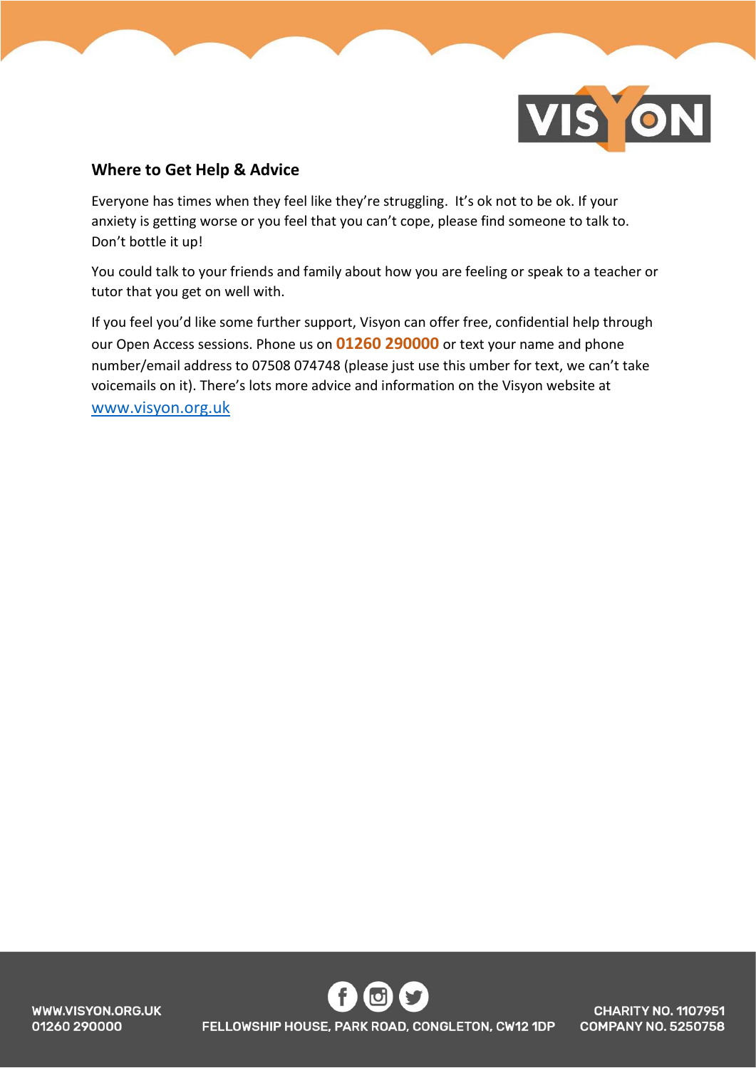## Where to Get Help & Advice

Everyone has times when they feel like they're struggling. It's ok not to be ok. If your anxiety is getting worse or you feel that you can't cope, please find someone to talk to. Don't bottle it up!

You could talk to your friends and family about how you are feeling or speak to a teacher or tutor that you get on well with.

If you feel you'd like some further support, Visyon can offer free, confidential help through our Open Access sessions. Phone us on **01260 290000** or text your name and phone number/email address to 07508 074748 (please just use this umber for text, we can't take voicemails on it). There's lots more advice and information on the Visyon website at [www.visyon.org.uk](http://www.visyon.org.uk)

WWW.VISYON.ORG.UK
01260 290000

FELLOWSHIP HOUSE, PARK ROAD, CONGLETON, CW12 1DP

CHARITY NO. 1107951
COMPANY NO. 5250758